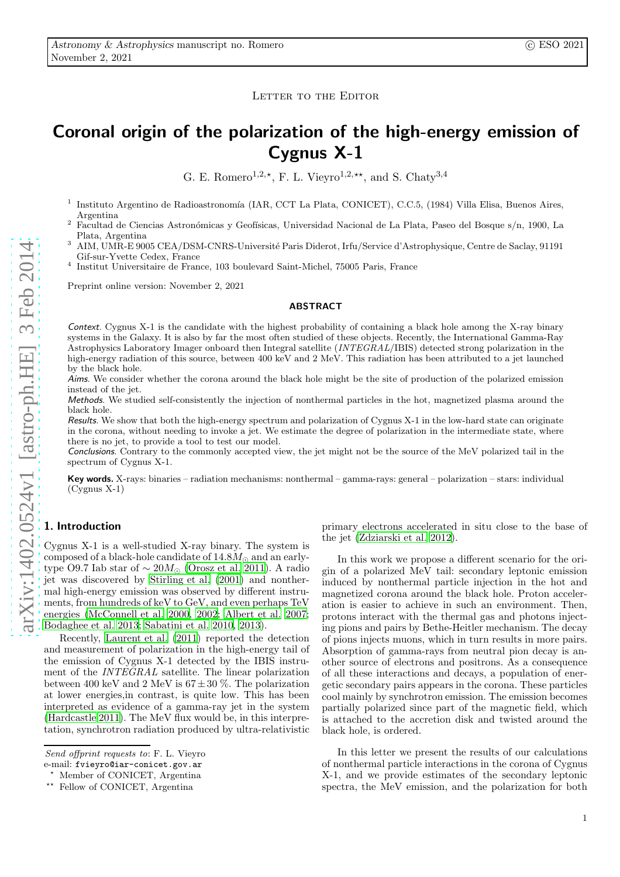Letter to the Editor

# Coronal origin of the polarization of the high-energy emission of Cygnus X-1

G. E. Romero[1,2,⋆], F. L. Vieyro[1,2,⋆⋆], and S. Chaty[3,4]

[1] Instituto Argentino de Radioastronomía (IAR, CCT La Plata, CONICET), C.C.5, (1984) Villa Elisa, Buenos Aires, Argentina

[2] Facultad de Ciencias Astronómicas y Geofísicas, Universidad Nacional de La Plata, Paseo del Bosque s/n, 1900, La Plata, Argentina

[3] AIM, UMR-E 9005 CEA/DSM-CNRS-Université Paris Diderot, Irfu/Service d'Astrophysique, Centre de Saclay, 91191 Gif-sur-Yvette Cedex, France

[4] Institut Universitaire de France, 103 boulevard Saint-Michel, 75005 Paris, France

Preprint online version: November 2, 2021

## ABSTRACT

*Context.* Cygnus X-1 is the candidate with the highest probability of containing a black hole among the X-ray binary systems in the Galaxy. It is also by far the most often studied of these objects. Recently, the International Gamma-Ray Astrophysics Laboratory Imager onboard then Integral satellite (*INTEGRAL*/IBIS) detected strong polarization in the high-energy radiation of this source, between 400 keV and 2 MeV. This radiation has been attributed to a jet launched by the black hole.

*Aims.* We consider whether the corona around the black hole might be the site of production of the polarized emission instead of the jet.

*Methods.* We studied self-consistently the injection of nonthermal particles in the hot, magnetized plasma around the black hole.

*Results.* We show that both the high-energy spectrum and polarization of Cygnus X-1 in the low-hard state can originate in the corona, without needing to invoke a jet. We estimate the degree of polarization in the intermediate state, where there is no jet, to provide a tool to test our model.

*Conclusions.* Contrary to the commonly accepted view, the jet might not be the source of the MeV polarized tail in the spectrum of Cygnus X-1.

**Key words.** X-rays: binaries – radiation mechanisms: nonthermal – gamma-rays: general – polarization – stars: individual (Cygnus X-1)

## 1. Introduction

Cygnus X-1 is a well-studied X-ray binary. The system is composed of a black-hole candidate of $14.8 M_{\odot}$ and an early-type O9.7 Iab star of $\sim 20 M_{\odot}$ (Orosz et al. 2011). A radio jet was discovered by Stirling et al. (2001) and nonthermal high-energy emission was observed by different instruments, from hundreds of keV to GeV, and even perhaps TeV energies (McConnell et al. 2000, 2002; Albert et al. 2007; Bodaghee et al. 2013; Sabatini et al. 2010, 2013).

Recently, Laurent et al. (2011) reported the detection and measurement of polarization in the high-energy tail of the emission of Cygnus X-1 detected by the IBIS instrument of the *INTEGRAL* satellite. The linear polarization between 400 keV and 2 MeV is $67 \pm 30$ %. The polarization at lower energies,in contrast, is quite low. This has been interpreted as evidence of a gamma-ray jet in the system (Hardcastle 2011). The MeV flux would be, in this interpretation, synchrotron radiation produced by ultra-relativistic primary electrons accelerated in situ close to the base of the jet (Zdziarski et al. 2012).

In this work we propose a different scenario for the origin of a polarized MeV tail: secondary leptonic emission induced by nonthermal particle injection in the hot and magnetized corona around the black hole. Proton acceleration is easier to achieve in such an environment. Then, protons interact with the thermal gas and photons injecting pions and pairs by Bethe-Heitler mechanism. The decay of pions injects muons, which in turn results in more pairs. Absorption of gamma-rays from neutral pion decay is another source of electrons and positrons. As a consequence of all these interactions and decays, a population of energetic secondary pairs appears in the corona. These particles cool mainly by synchrotron emission. The emission becomes partially polarized since part of the magnetic field, which is attached to the accretion disk and twisted around the black hole, is ordered.

In this letter we present the results of our calculations of nonthermal particle interactions in the corona of Cygnus X-1, and we provide estimates of the secondary leptonic spectra, the MeV emission, and the polarization for both

*Send offprint requests to*: F. L. Vieyro
e-mail: fvieyro@iar-conicet.gov.ar

⋆ Member of CONICET, Argentina

⋆⋆ Fellow of CONICET, Argentina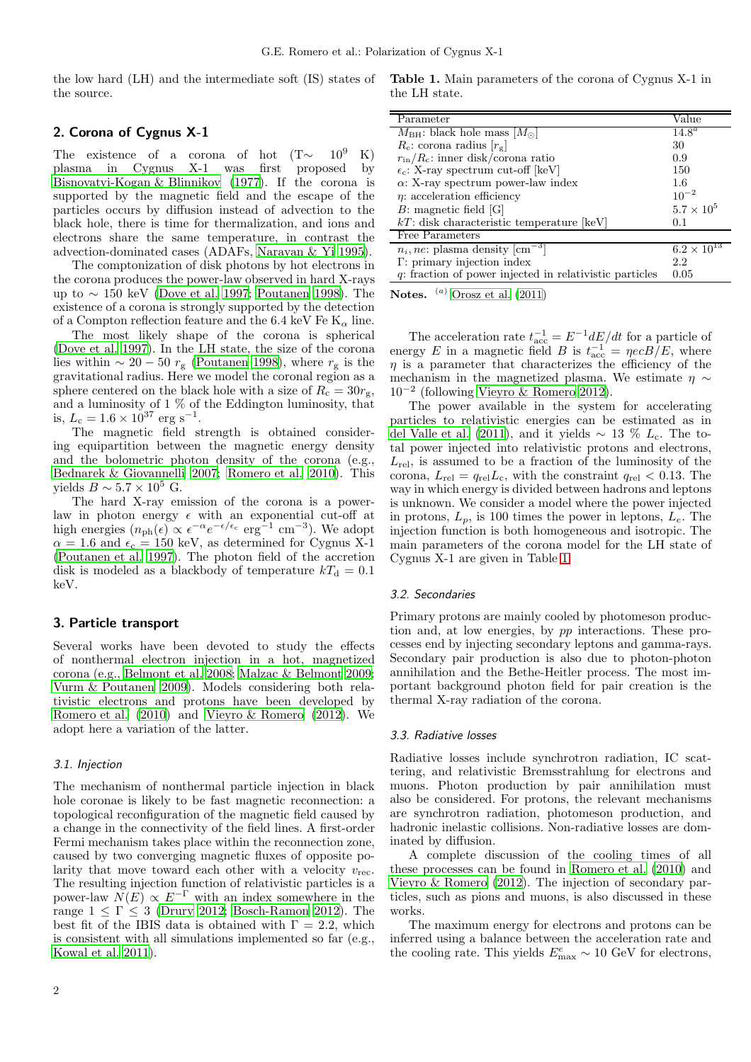the low hard (LH) and the intermediate soft (IS) states of the source.

## 2. Corona of Cygnus X-1

The existence of a corona of hot (T∼ $10^9$ K) plasma in Cygnus X-1 was first proposed by Bisnovatyi-Kogan & Blinnikov (1977). If the corona is supported by the magnetic field and the escape of the particles occurs by diffusion instead of advection to the black hole, there is time for thermalization, and ions and electrons share the same temperature, in contrast the advection-dominated cases (ADAFs, Narayan & Yi 1995).

The comptonization of disk photons by hot electrons in the corona produces the power-law observed in hard X-rays up to ∼ 150 keV (Dove et al. 1997; Poutanen 1998). The existence of a corona is strongly supported by the detection of a Compton reflection feature and the 6.4 keV Fe $K_\alpha$ line.

The most likely shape of the corona is spherical (Dove et al. 1997). In the LH state, the size of the corona lies within $\sim 20-50$ $r_g$ (Poutanen 1998), where $r_g$ is the gravitational radius. Here we model the coronal region as a sphere centered on the black hole with a size of $R_c = 30 r_g$, and a luminosity of 1 % of the Eddington luminosity, that is, $L_c = 1.6 \times 10^{37}$ erg s$^{-1}$.

The magnetic field strength is obtained considering equipartition between the magnetic energy density and the bolometric photon density of the corona (e.g., Bednarek & Giovannelli 2007; Romero et al. 2010). This yields $B \sim 5.7 \times 10^5$ G.

The hard X-ray emission of the corona is a power-law in photon energy $\epsilon$ with an exponential cut-off at high energies ($n_{ph}(\epsilon) \propto \epsilon^{-\alpha} e^{-\epsilon/\epsilon_c}$ erg$^{-1}$ cm$^{-3}$). We adopt $\alpha = 1.6$ and $\epsilon_c = 150$ keV, as determined for Cygnus X-1 (Poutanen et al. 1997). The photon field of the accretion disk is modeled as a blackbody of temperature $kT_d = 0.1$ keV.

## 3. Particle transport

Several works have been devoted to study the effects of nonthermal electron injection in a hot, magnetized corona (e.g., Belmont et al. 2008; Malzac & Belmont 2009; Vurm & Poutanen 2009). Models considering both relativistic electrons and protons have been developed by Romero et al. (2010) and Vieyro & Romero (2012). We adopt here a variation of the latter.

### *3.1. Injection*

The mechanism of nonthermal particle injection in black hole coronae is likely to be fast magnetic reconnection: a topological reconfiguration of the magnetic field caused by a change in the connectivity of the field lines. A first-order Fermi mechanism takes place within the reconnection zone, caused by two converging magnetic fluxes of opposite polarity that move toward each other with a velocity $v_{rec}$. The resulting injection function of relativistic particles is a power-law $N(E) \propto E^{-\Gamma}$ with an index somewhere in the range $1 \le \Gamma \le 3$ (Drury 2012; Bosch-Ramon 2012). The best fit of the IBIS data is obtained with $\Gamma = 2.2$, which is consistent with all simulations implemented so far (e.g., Kowal et al. 2011).

**Table 1.** Main parameters of the corona of Cygnus X-1 in the LH state.

| Parameter | Value |
|---|---|
| $M_{BH}$: black hole mass [$M_\odot$] | $14.8^a$ |
| $R_c$: corona radius [$r_g$] | 30 |
| $r_{in}/R_c$: inner disk/corona ratio | 0.9 |
| $\epsilon_c$: X-ray spectrum cut-off [keV] | 150 |
| $\alpha$: X-ray spectrum power-law index | 1.6 |
| $\eta$: acceleration efficiency | $10^{-2}$ |
| $B$: magnetic field [G] | $5.7 \times 10^5$ |
| $kT$: disk characteristic temperature [keV] | 0.1 |
| Free Parameters | |
| $n_i, ne$: plasma density [cm$^{-3}$] | $6.2 \times 10^{13}$ |
| $\Gamma$: primary injection index | 2.2 |
| $q$: fraction of power injected in relativistic particles | 0.05 |

**Notes.** [(a)] Orosz et al. (2011)

The acceleration rate $t_{acc}^{-1} = E^{-1} dE/dt$ for a particle of energy $E$ in a magnetic field $B$ is $t_{acc}^{-1} = \eta e c B/E$, where $\eta$ is a parameter that characterizes the efficiency of the mechanism in the magnetized plasma. We estimate $\eta \sim 10^{-2}$ (following Vieyro & Romero 2012).

The power available in the system for accelerating particles to relativistic energies can be estimated as in del Valle et al. (2011), and it yields ∼ 13 % $L_c$. The total power injected into relativistic protons and electrons, $L_{rel}$, is assumed to be a fraction of the luminosity of the corona, $L_{rel} = q_{rel} L_c$, with the constraint $q_{rel} < 0.13$. The way in which energy is divided between hadrons and leptons is unknown. We consider a model where the power injected in protons, $L_p$, is 100 times the power in leptons, $L_e$. The injection function is both homogeneous and isotropic. The main parameters of the corona model for the LH state of Cygnus X-1 are given in Table 1.

### *3.2. Secondaries*

Primary protons are mainly cooled by photomeson production and, at low energies, by *pp* interactions. These processes end by injecting secondary leptons and gamma-rays. Secondary pair production is also due to photon-photon annihilation and the Bethe-Heitler process. The most important background photon field for pair creation is the thermal X-ray radiation of the corona.

### *3.3. Radiative losses*

Radiative losses include synchrotron radiation, IC scattering, and relativistic Bremsstrahlung for electrons and muons. Photon production by pair annihilation must also be considered. For protons, the relevant mechanisms are synchrotron radiation, photomeson production, and hadronic inelastic collisions. Non-radiative losses are dominated by diffusion.

A complete discussion of the cooling times of all these processes can be found in Romero et al. (2010) and Vieyro & Romero (2012). The injection of secondary particles, such as pions and muons, is also discussed in these works.

The maximum energy for electrons and protons can be inferred using a balance between the acceleration rate and the cooling rate. This yields $E_{max}^e \sim 10$ GeV for electrons,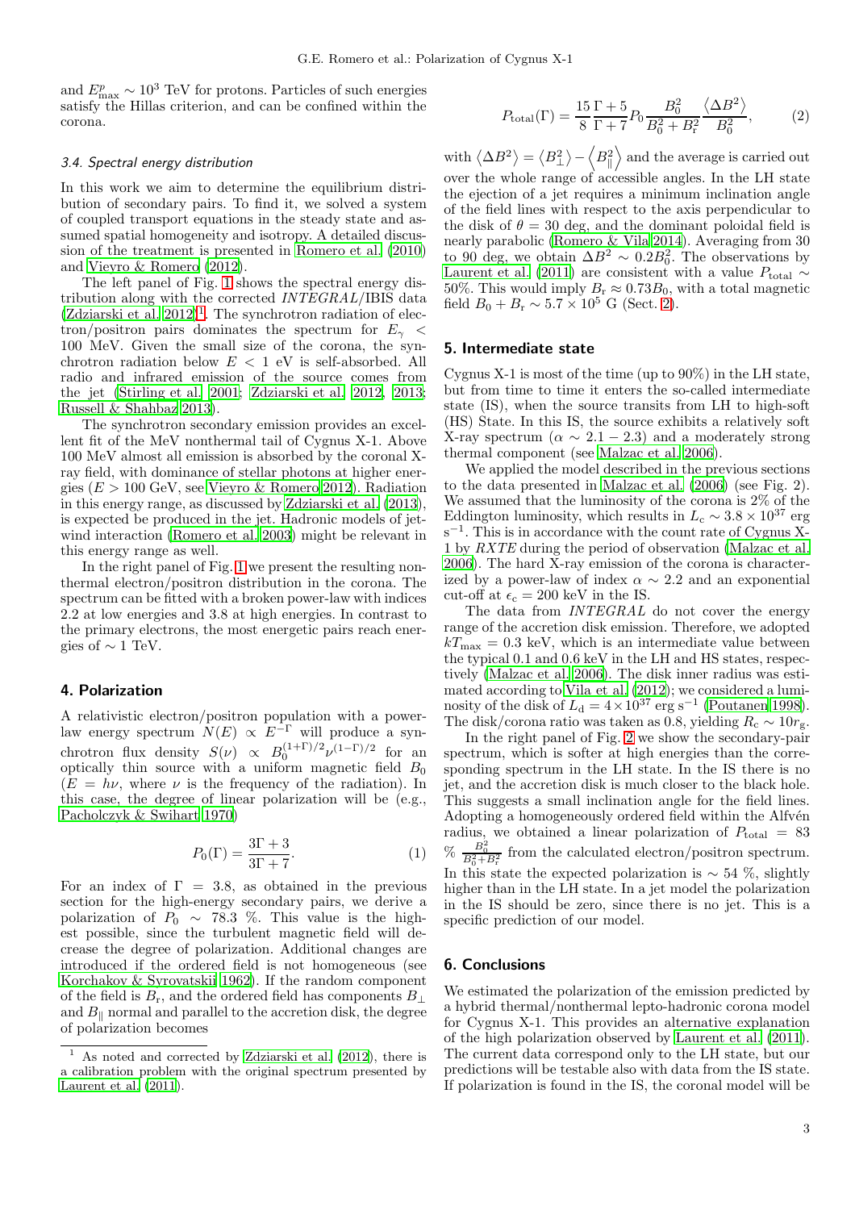and $E^{p}_{\rm max} \sim 10^3$ TeV for protons. Particles of such energies satisfy the Hillas criterion, and can be confined within the corona.

### 3.4. Spectral energy distribution

In this work we aim to determine the equilibrium distribution of secondary pairs. To find it, we solved a system of coupled transport equations in the steady state and assumed spatial homogeneity and isotropy. A detailed discussion of the treatment is presented in Romero et al. (2010) and Vieyro & Romero (2012).

The left panel of Fig. 1 shows the spectral energy distribution along with the corrected *INTEGRAL*/IBIS data (Zdziarski et al. 2012)[1]. The synchrotron radiation of electron/positron pairs dominates the spectrum for $E_{\gamma} < 100$ MeV. Given the small size of the corona, the synchrotron radiation below $E < 1$ eV is self-absorbed. All radio and infrared emission of the source comes from the jet (Stirling et al. 2001; Zdziarski et al. 2012, 2013; Russell & Shahbaz 2013).

The synchrotron secondary emission provides an excellent fit of the MeV nonthermal tail of Cygnus X-1. Above 100 MeV almost all emission is absorbed by the coronal X-ray field, with dominance of stellar photons at higher energies ($E > 100$ GeV, see Vieyro & Romero 2012). Radiation in this energy range, as discussed by Zdziarski et al. (2013), is expected be produced in the jet. Hadronic models of jet-wind interaction (Romero et al. 2003) might be relevant in this energy range as well.

In the right panel of Fig. 1 we present the resulting nonthermal electron/positron distribution in the corona. The spectrum can be fitted with a broken power-law with indices 2.2 at low energies and 3.8 at high energies. In contrast to the primary electrons, the most energetic pairs reach energies of $\sim 1$ TeV.

## 4. Polarization

A relativistic electron/positron population with a power-law energy spectrum $N(E) \propto E^{-\Gamma}$ will produce a synchrotron flux density $S(\nu) \propto B_0^{(1+\Gamma)/2} \nu^{(1-\Gamma)/2}$ for an optically thin source with a uniform magnetic field $B_0$ ($E = h\nu$, where $\nu$ is the frequency of the radiation). In this case, the degree of linear polarization will be (e.g., Pacholczyk & Swihart 1970)

$$P_0(\Gamma) = \frac{3\Gamma + 3}{3\Gamma + 7}. \tag{1}$$

For an index of $\Gamma = 3.8$, as obtained in the previous section for the high-energy secondary pairs, we derive a polarization of $P_0 \sim 78.3$ %. This value is the highest possible, since the turbulent magnetic field will decrease the degree of polarization. Additional changes are introduced if the ordered field is not homogeneous (see Korchakov & Syrovatskii 1962). If the random component of the field is $B_{\rm r}$, and the ordered field has components $B_{\perp}$ and $B_{\parallel}$ normal and parallel to the accretion disk, the degree of polarization becomes

$$P_{\rm total}(\Gamma) = \frac{15}{8}\frac{\Gamma + 5}{\Gamma + 7} P_0 \frac{B_0^2}{B_0^2 + B_{\rm r}^2} \frac{\left\langle \Delta B^2 \right\rangle}{B_0^2}, \tag{2}$$

with $\left\langle \Delta B^2 \right\rangle = \left\langle B_{\perp}^2 \right\rangle - \left\langle B_{\parallel}^2 \right\rangle$ and the average is carried out over the whole range of accessible angles. In the LH state the ejection of a jet requires a minimum inclination angle of the field lines with respect to the axis perpendicular to the disk of $\theta = 30$ deg, and the dominant poloidal field is nearly parabolic (Romero & Vila 2014). Averaging from 30 to 90 deg, we obtain $\Delta B^2 \sim 0.2 B_0^2$. The observations by Laurent et al. (2011) are consistent with a value $P_{\rm total} \sim 50\%$. This would imply $B_{\rm r} \approx 0.73 B_0$, with a total magnetic field $B_0 + B_{\rm r} \sim 5.7 \times 10^5$ G (Sect. 2).

## 5. Intermediate state

Cygnus X-1 is most of the time (up to 90%) in the LH state, but from time to time it enters the so-called intermediate state (IS), when the source transits from LH to high-soft (HS) State. In this IS, the source exhibits a relatively soft X-ray spectrum ($\alpha \sim 2.1 - 2.3$) and a moderately strong thermal component (see Malzac et al. 2006).

We applied the model described in the previous sections to the data presented in Malzac et al. (2006) (see Fig. 2). We assumed that the luminosity of the corona is 2% of the Eddington luminosity, which results in $L_{\rm c} \sim 3.8 \times 10^{37}$ erg s$^{-1}$. This is in accordance with the count rate of Cygnus X-1 by *RXTE* during the period of observation (Malzac et al. 2006). The hard X-ray emission of the corona is characterized by a power-law of index $\alpha \sim 2.2$ and an exponential cut-off at $\epsilon_{\rm c} = 200$ keV in the IS.

The data from *INTEGRAL* do not cover the energy range of the accretion disk emission. Therefore, we adopted $kT_{\rm max} = 0.3$ keV, which is an intermediate value between the typical 0.1 and 0.6 keV in the LH and HS states, respectively (Malzac et al. 2006). The disk inner radius was estimated according to Vila et al. (2012); we considered a luminosity of the disk of $L_{\rm d} = 4 \times 10^{37}$ erg s$^{-1}$ (Poutanen 1998). The disk/corona ratio was taken as 0.8, yielding $R_{\rm c} \sim 10 r_{\rm g}$.

In the right panel of Fig. 2 we show the secondary-pair spectrum, which is softer at high energies than the corresponding spectrum in the LH state. In the IS there is no jet, and the accretion disk is much closer to the black hole. This suggests a small inclination angle for the field lines. Adopting a homogeneously ordered field within the Alfvén radius, we obtained a linear polarization of $P_{\rm total} = 83$ % $\frac{B_0^2}{B_0^2 + B_{\rm r}^2}$ from the calculated electron/positron spectrum. In this state the expected polarization is $\sim 54$ %, slightly higher than in the LH state. In a jet model the polarization in the IS should be zero, since there is no jet. This is a specific prediction of our model.

## 6. Conclusions

We estimated the polarization of the emission predicted by a hybrid thermal/nonthermal lepto-hadronic corona model for Cygnus X-1. This provides an alternative explanation of the high polarization observed by Laurent et al. (2011). The current data correspond only to the LH state, but our predictions will be testable also with data from the IS state. If polarization is found in the IS, the coronal model will be

[1] As noted and corrected by Zdziarski et al. (2012), there is a calibration problem with the original spectrum presented by Laurent et al. (2011).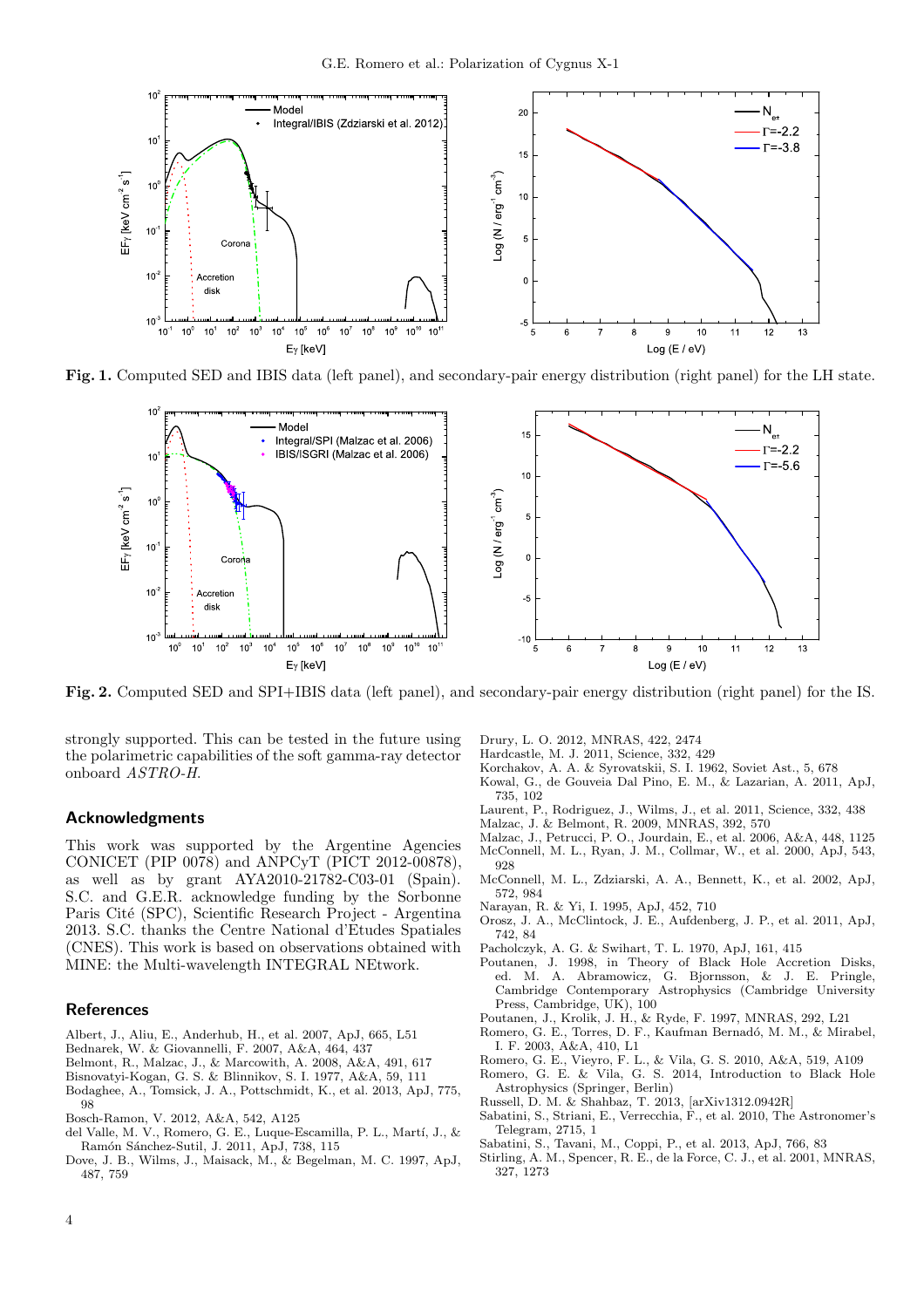**Fig. 1.** Computed SED and IBIS data (left panel), and secondary-pair energy distribution (right panel) for the LH state.

**Fig. 2.** Computed SED and SPI+IBIS data (left panel), and secondary-pair energy distribution (right panel) for the IS.

strongly supported. This can be tested in the future using the polarimetric capabilities of the soft gamma-ray detector onboard *ASTRO-H*.

## Acknowledgments

This work was supported by the Argentine Agencies CONICET (PIP 0078) and ANPCyT (PICT 2012-00878), as well as by grant AYA2010-21782-C03-01 (Spain). S.C. and G.E.R. acknowledge funding by the Sorbonne Paris Cité (SPC), Scientific Research Project - Argentina 2013. S.C. thanks the Centre National d'Etudes Spatiales (CNES). This work is based on observations obtained with MINE: the Multi-wavelength INTEGRAL NEtwork.

## References

Albert, J., Aliu, E., Anderhub, H., et al. 2007, ApJ, 665, L51
Bednarek, W. & Giovannelli, F. 2007, A&A, 464, 437
Belmont, R., Malzac, J., & Marcowith, A. 2008, A&A, 491, 617
Bisnovatyi-Kogan, G. S. & Blinnikov, S. I. 1977, A&A, 59, 111
Bodaghee, A., Tomsick, J. A., Pottschmidt, K., et al. 2013, ApJ, 775, 98
Bosch-Ramon, V. 2012, A&A, 542, A125
del Valle, M. V., Romero, G. E., Luque-Escamilla, P. L., Martí, J., & Ramón Sánchez-Sutil, J. 2011, ApJ, 738, 115
Dove, J. B., Wilms, J., Maisack, M., & Begelman, M. C. 1997, ApJ, 487, 759
Drury, L. O. 2012, MNRAS, 422, 2474
Hardcastle, M. J. 2011, Science, 332, 429
Korchakov, A. A. & Syrovatskii, S. I. 1962, Soviet Ast., 5, 678
Kowal, G., de Gouveia Dal Pino, E. M., & Lazarian, A. 2011, ApJ, 735, 102
Laurent, P., Rodriguez, J., Wilms, J., et al. 2011, Science, 332, 438
Malzac, J. & Belmont, R. 2009, MNRAS, 392, 570
Malzac, J., Petrucci, P. O., Jourdain, E., et al. 2006, A&A, 448, 1125
McConnell, M. L., Ryan, J. M., Collmar, W., et al. 2000, ApJ, 543, 928
McConnell, M. L., Zdziarski, A. A., Bennett, K., et al. 2002, ApJ, 572, 984
Narayan, R. & Yi, I. 1995, ApJ, 452, 710
Orosz, J. A., McClintock, J. E., Aufdenberg, J. P., et al. 2011, ApJ, 742, 84
Pacholczyk, A. G. & Swihart, T. L. 1970, ApJ, 161, 415
Poutanen, J. 1998, in Theory of Black Hole Accretion Disks, ed. M. A. Abramowicz, G. Bjornsson, & J. E. Pringle, Cambridge Contemporary Astrophysics (Cambridge University Press, Cambridge, UK), 100
Poutanen, J., Krolik, J. H., & Ryde, F. 1997, MNRAS, 292, L21
Romero, G. E., Torres, D. F., Kaufman Bernadó, M. M., & Mirabel, I. F. 2003, A&A, 410, L1
Romero, G. E., Vieyro, F. L., & Vila, G. S. 2010, A&A, 519, A109
Romero, G. E. & Vila, G. S. 2014, Introduction to Black Hole Astrophysics (Springer, Berlin)
Russell, D. M. & Shahbaz, T. 2013, [arXiv1312.0942R]
Sabatini, S., Striani, E., Verrecchia, F., et al. 2010, The Astronomer's Telegram, 2715, 1
Sabatini, S., Tavani, M., Coppi, P., et al. 2013, ApJ, 766, 83
Stirling, A. M., Spencer, R. E., de la Force, C. J., et al. 2001, MNRAS, 327, 1273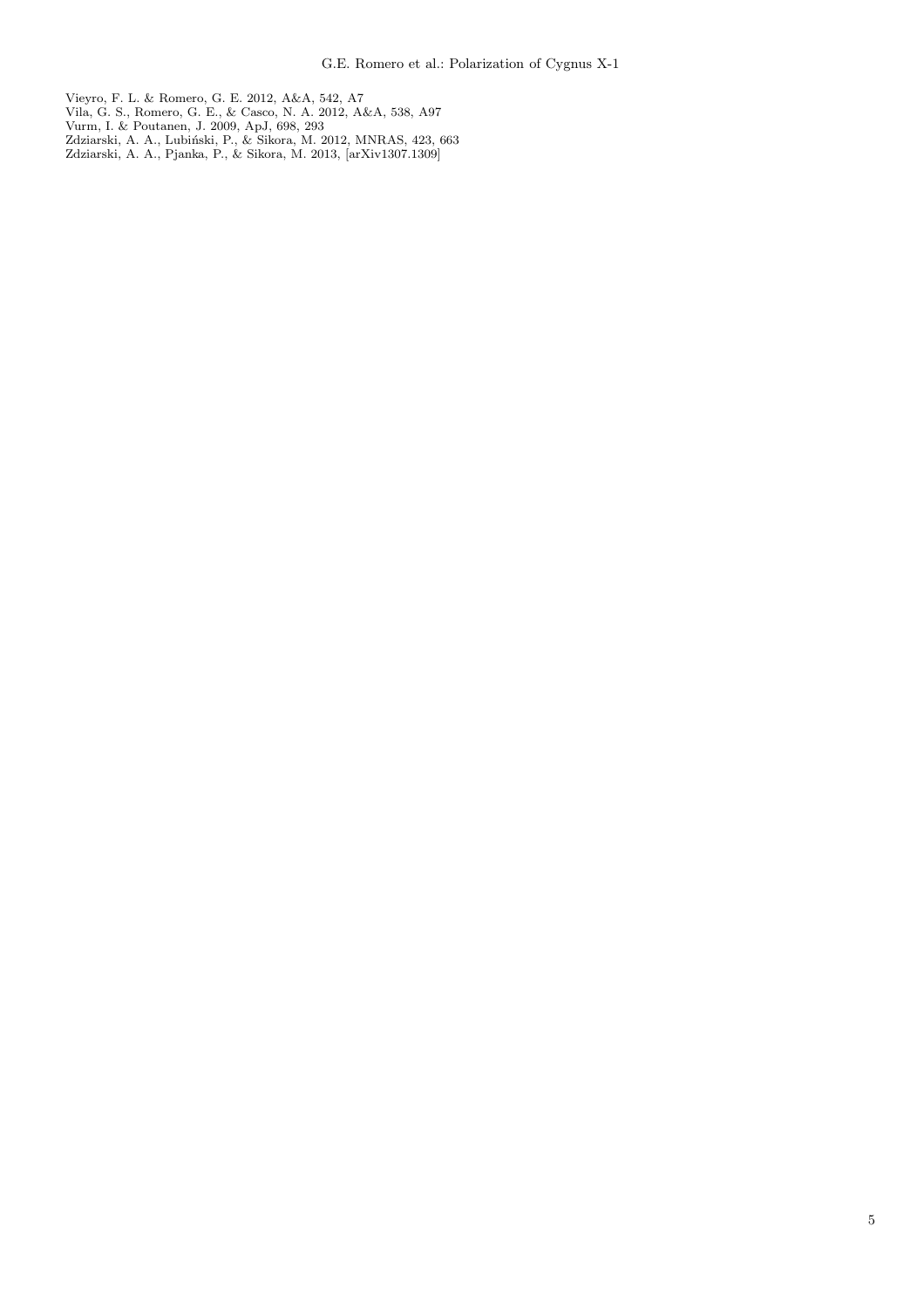Vieyro, F. L. & Romero, G. E. 2012, A&A, 542, A7
Vila, G. S., Romero, G. E., & Casco, N. A. 2012, A&A, 538, A97
Vurm, I. & Poutanen, J. 2009, ApJ, 698, 293
Zdziarski, A. A., Lubiński, P., & Sikora, M. 2012, MNRAS, 423, 663
Zdziarski, A. A., Pjanka, P., & Sikora, M. 2013, [arXiv1307.1309]